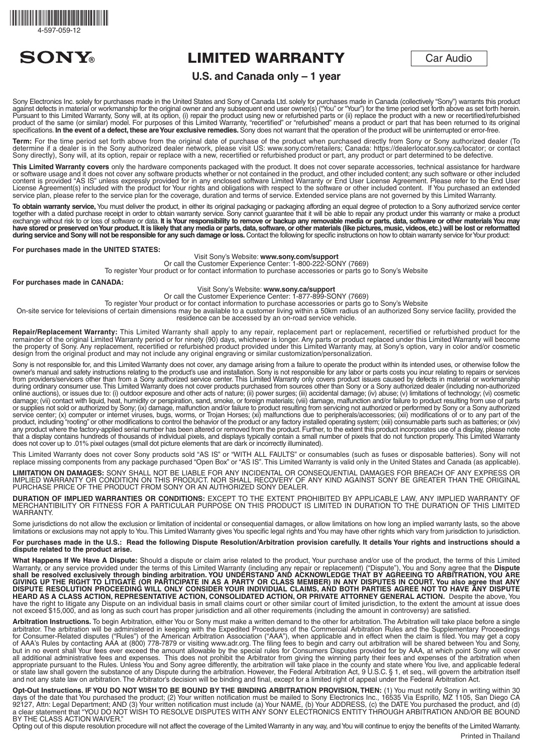4-597-059-12

SONY®

# LIMITED WARRANTY

Car Audio

## U.S. and Canada only – 1 year

Sony Electronics Inc. solely for purchases made in the United States and Sony of Canada Ltd. solely for purchases made in Canada (collectively "Sony") warrants this product against defects in material or workmanship for the original owner and any subsequent end user owner(s) ("You" or "Your") for the time period set forth above as set forth herein. Pursuant to this Limited Warranty, Sony will, at its option, (i) repair the product using new or refurbished parts or (ii) replace the product with a new or recertified/refurbished product of the same (or similar) model. For purposes of this Limited Warranty, "recertified" or "refurbished" means a product or part that has been returned to its original specifications. **In the event of a defect, these are Your exclusive remedies.** Sony does not warrant that the operation of the product will be uninterrupted or error-free.

**Term:** For the time period set forth above from the original date of purchase of the product when purchased directly from Sony or Sony authorized dealer (To determine if a dealer is in the Sony authorized dealer network, please visit US: www.sony.com/retailers; Canada: https://dealerlocator.sony.ca/locator; or contact Sony directly), Sony will, at its option, repair or replace with a new, recertified or refurbished product or part, any product or part determined to be defective.

**This Limited Warranty covers** only the hardware components packaged with the product. It does not cover separate accessories, technical assistance for hardware or software usage and it does not cover any software products whether or not contained in the product, and other included content; any such software or other included content is provided "AS IS" unless expressly provided for in any enclosed software Limited Warranty or End User License Agreement. Please refer to the End User License Agreement(s) included with the product for Your rights and obligations with respect to the software or other included content. If You purchased an extended service plan, please refer to the service plan for the coverage, duration and terms of service. Extended service plans are not governed by this Limited Warranty.

**To obtain warranty service,** You must deliver the product, in either its original packaging or packaging affording an equal degree of protection to a Sony authorized service center together with a dated purchase receipt in order to obtain warranty service. Sony cannot guarantee that it will be able to repair any product under this warranty or make a product exchange without risk to or loss of software or data. **It is Your responsibility to remove or backup any removable media or parts, data, software or other materials You may have stored or preserved on Your product. It is likely that any media or parts, data, software, or other materials (like pictures, music, videos, etc.) will be lost or reformatted during service and Sony will not be responsible for any such damage or loss.** Contact the following for specific instructions on how to obtain warranty service for Your product:

**For purchases made in the UNITED STATES:**

Visit Sony's Website: **www.sony.com/support**
Or call the Customer Experience Center: 1-800-222-SONY (7669)
To register Your product or for contact information to purchase accessories or parts go to Sony's Website

**For purchases made in CANADA:**

Visit Sony's Website: **www.sony.ca/support**
Or call the Customer Experience Center: 1-877-899-SONY (7669)
To register Your product or for contact information to purchase accessories or parts go to Sony's Website
On-site service for televisions of certain dimensions may be available to a customer living within a 50km radius of an authorized Sony service facility, provided the residence can be accessed by an on-road service vehicle.

**Repair/Replacement Warranty:** This Limited Warranty shall apply to any repair, replacement part or replacement, recertified or refurbished product for the remainder of the original Limited Warranty period or for ninety (90) days, whichever is longer. Any parts or product replaced under this Limited Warranty will become the property of Sony. Any replacement, recertified or refurbished product provided under this Limited Warranty may, at Sony's option, vary in color and/or cosmetic design from the original product and may not include any original engraving or similar customization/personalization.

Sony is not responsible for, and this Limited Warranty does not cover, any damage arising from a failure to operate the product within its intended uses, or otherwise follow the owner's manual and safety instructions relating to the product's use and installation. Sony is not responsible for any labor or parts costs you incur relating to repairs or services from providers/servicers other than from a Sony authorized service center. This Limited Warranty only covers product issues caused by defects in material or workmanship during ordinary consumer use. This Limited Warranty does not cover products purchased from sources other than Sony or a Sony authorized dealer (including non-authorized online auctions), or issues due to: (i) outdoor exposure and other acts of nature; (ii) power surges; (iii) accidental damage; (iv) abuse; (v) limitations of technology; (vi) cosmetic damage; (vii) contact with liquid, heat, humidity or perspiration, sand, smoke, or foreign materials; (viii) damage, malfunction and/or failure to product resulting from use of parts or supplies not sold or authorized by Sony; (ix) damage, malfunction and/or failure to product resulting from servicing not authorized or performed by Sony or a Sony authorized service center; (x) computer or internet viruses, bugs, worms, or Trojan Horses; (xi) malfunctions due to peripherals/accessories; (xii) modifications of or to any part of the product, including "rooting" or other modifications to control the behavior of the product or any factory installed operating system; (xiii) consumable parts such as batteries; or (xiv) any product where the factory-applied serial number has been altered or removed from the product. Further, to the extent this product incorporates use of a display, please note that a display contains hundreds of thousands of individual pixels, and displays typically contain a small number of pixels that do not function properly. This Limited Warranty does not cover up to .01% pixel outages (small dot picture elements that are dark or incorrectly illuminated).

This Limited Warranty does not cover Sony products sold "AS IS" or "WITH ALL FAULTS" or consumables (such as fuses or disposable batteries). Sony will not replace missing components from any package purchased "Open Box" or "AS IS". This Limited Warranty is valid only in the United States and Canada (as applicable).

**LIMITATION ON DAMAGES:** SONY SHALL NOT BE LIABLE FOR ANY INCIDENTAL OR CONSEQUENTIAL DAMAGES FOR BREACH OF ANY EXPRESS OR IMPLIED WARRANTY OR CONDITION ON THIS PRODUCT. NOR SHALL RECOVERY OF ANY KIND AGAINST SONY BE GREATER THAN THE ORIGINAL PURCHASE PRICE OF THE PRODUCT FROM SONY OR AN AUTHORIZED SONY DEALER.

**DURATION OF IMPLIED WARRANTIES OR CONDITIONS:** EXCEPT TO THE EXTENT PROHIBITED BY APPLICABLE LAW, ANY IMPLIED WARRANTY OF MERCHANTIBILITY OR FITNESS FOR A PARTICULAR PURPOSE ON THIS PRODUCT IS LIMITED IN DURATION TO THE DURATION OF THIS LIMITED WARRANTY.

Some jurisdictions do not allow the exclusion or limitation of incidental or consequential damages, or allow limitations on how long an implied warranty lasts, so the above limitations or exclusions may not apply to You. This Limited Warranty gives You specific legal rights and You may have other rights which vary from jurisdiction to jurisdiction.

**For purchases made in the U.S.: Read the following Dispute Resolution/Arbitration provision carefully. It details Your rights and instructions should a dispute related to the product arise.**

**What Happens If We Have A Dispute:** Should a dispute or claim arise related to the product, Your purchase and/or use of the product, the terms of this Limited Warranty, or any service provided under the terms of this Limited Warranty (including any repair or replacement) ("Dispute"), You and Sony agree that the **Dispute shall be resolved exclusively through binding arbitration. YOU UNDERSTAND AND ACKNOWLEDGE THAT BY AGREEING TO ARBITRATION, YOU ARE GIVING UP THE RIGHT TO LITIGATE (OR PARTICIPATE IN AS A PARTY OR CLASS MEMBER) IN ANY DISPUTES IN COURT. You also agree that ANY DISPUTE RESOLUTION PROCEEDING WILL ONLY CONSIDER YOUR INDIVIDUAL CLAIMS, AND BOTH PARTIES AGREE NOT TO HAVE ANY DISPUTE HEARD AS A CLASS ACTION, REPRESENTATIVE ACTION, CONSOLIDATED ACTION, OR PRIVATE ATTORNEY GENERAL ACTION.** Despite the above, You have the right to litigate any Dispute on an individual basis in small claims court or other similar court of limited jurisdiction, to the extent the amount at issue does not exceed $15,000, and as long as such court has proper jurisdiction and all other requirements (including the amount in controversy) are satisfied.

**Arbitration Instructions.** To begin Arbitration, either You or Sony must make a written demand to the other for arbitration. The Arbitration will take place before a single arbitrator. The arbitration will be administered in keeping with the Expedited Procedures of the Commercial Arbitration Rules and the Supplementary Proceedings for Consumer-Related disputes ("Rules") of the American Arbitration Association ("AAA"), when applicable and in effect when the claim is filed. You may get a copy of AAA's Rules by contacting AAA at (800) 778-7879 or visiting www.adr.org. The filing fees to begin and carry out arbitration will be shared between You and Sony, but in no event shall Your fees ever exceed the amount allowable by the special rules for Consumers Disputes provided for by AAA, at which point Sony will cover all additional administrative fees and expenses. This does not prohibit the Arbitrator from giving the winning party their fees and expenses of the arbitration when appropriate pursuant to the Rules. Unless You and Sony agree differently, the arbitration will take place in the county and state where You live, and applicable federal or state law shall govern the substance of any Dispute during the arbitration. However, the Federal Arbitration Act, 9 U.S.C. § 1, et seq., will govern the arbitration itself and not any state law on arbitration. The Arbitrator's decision will be binding and final, except for a limited right of appeal under the Federal Arbitration Act.

**Opt-Out Instructions. IF YOU DO NOT WISH TO BE BOUND BY THE BINDING ARBITRATION PROVISION, THEN:** (1) You must notify Sony in writing within 30 days of the date that You purchased the product; (2) Your written notification must be mailed to Sony Electronics Inc., 16535 Via Esprillo, MZ 1105, San Diego CA 92127, Attn: Legal Department; AND (3) Your written notification must include (a) Your NAME, (b) Your ADDRESS, (c) the DATE You purchased the product, and (d) a clear statement that "YOU DO NOT WISH TO RESOLVE DISPUTES WITH ANY SONY ELECTRONICS ENTITY THROUGH ARBITRATION AND/OR BE BOUND BY THE CLASS ACTION WAIVER."

Opting out of this dispute resolution procedure will not affect the coverage of the Limited Warranty in any way, and You will continue to enjoy the benefits of the Limited Warranty.

Printed in Thailand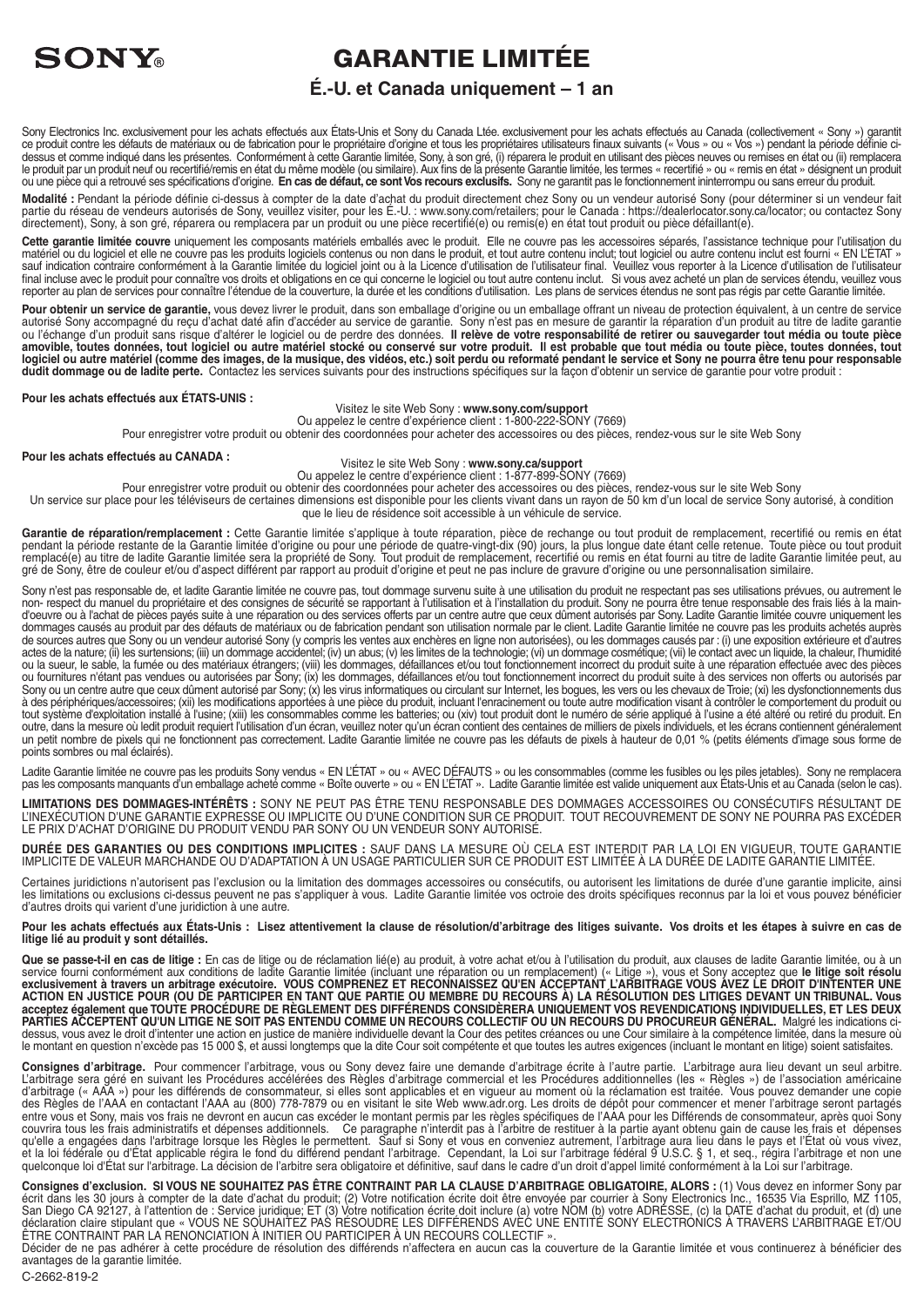**SONY®**

# GARANTIE LIMITÉE

## É.-U. et Canada uniquement – 1 an

Sony Electronics Inc. exclusivement pour les achats effectués aux États-Unis et Sony du Canada Ltée. exclusivement pour les achats effectués au Canada (collectivement « Sony ») garantit ce produit contre les défauts de matériaux ou de fabrication pour le propriétaire d'origine et tous les propriétaires utilisateurs finaux suivants (« Vous » ou « Vos ») pendant la période définie ci-dessus et comme indiqué dans les présentes. Conformément à cette Garantie limitée, Sony, à son gré, (i) réparera le produit en utilisant des pièces neuves ou remises en état ou (ii) remplacera le produit par un produit neuf ou recertifié/remis en état du même modèle (ou similaire). Aux fins de la présente Garantie limitée, les termes « recertifié » ou « remis en état » désignent un produit ou une pièce qui a retrouvé ses spécifications d'origine. **En cas de défaut, ce sont Vos recours exclusifs.** Sony ne garantit pas le fonctionnement ininterrompu ou sans erreur du produit.

**Modalité :** Pendant la période définie ci-dessus à compter de la date d'achat du produit directement chez Sony ou un vendeur autorisé Sony (pour déterminer si un vendeur fait partie du réseau de vendeurs autorisés de Sony, veuillez visiter, pour les É.-U. : www.sony.com/retailers; pour le Canada : https://dealerlocator.sony.ca/locator; ou contactez Sony directement), Sony, à son gré, réparera ou remplacera par un produit ou une pièce recertifié(e) ou remis(e) en état tout produit ou pièce défaillant(e).

**Cette garantie limitée couvre** uniquement les composants matériels emballés avec le produit. Elle ne couvre pas les accessoires séparés, l'assistance technique pour l'utilisation du matériel ou du logiciel et elle ne couvre pas les produits logiciels contenus ou non dans le produit, et tout autre contenu inclut; tout logiciel ou autre contenu inclut est fourni « EN L'ÉTAT » sauf indication contraire conformément à la Garantie limitée du logiciel joint ou à la Licence d'utilisation de l'utilisateur final. Veuillez vous reporter à la Licence d'utilisation de l'utilisateur final incluse avec le produit pour connaître vos droits et obligations en ce qui concerne le logiciel ou tout autre contenu inclut. Si vous avez acheté un plan de services étendu, veuillez vous reporter au plan de services pour connaître l'étendue de la couverture, la durée et les conditions d'utilisation. Les plans de services étendus ne sont pas régis par cette Garantie limitée.

**Pour obtenir un service de garantie,** vous devez livrer le produit, dans son emballage d'origine ou un emballage offrant un niveau de protection équivalent, à un centre de service autorisé Sony accompagné du reçu d'achat daté afin d'accéder au service de garantie. Sony n'est pas en mesure de garantir la réparation d'un produit au titre de ladite garantie ou l'échange d'un produit sans risque d'altérer le logiciel ou de perdre des données. **Il relève de votre responsabilité de retirer ou sauvegarder tout média ou toute pièce amovible, toutes données, tout logiciel ou autre matériel stocké ou conservé sur votre produit. Il est probable que tout média ou toute pièce, toutes données, tout logiciel ou autre matériel (comme des images, de la musique, des vidéos, etc.) soit perdu ou reformaté pendant le service et Sony ne pourra être tenu pour responsable dudit dommage ou de ladite perte.** Contactez les services suivants pour des instructions spécifiques sur la façon d'obtenir un service de garantie pour votre produit :

**Pour les achats effectués aux ÉTATS-UNIS :**

Visitez le site Web Sony : **www.sony.com/support**
Ou appelez le centre d'expérience client : 1-800-222-SONY (7669)
Pour enregistrer votre produit ou obtenir des coordonnées pour acheter des accessoires ou des pièces, rendez-vous sur le site Web Sony

**Pour les achats effectués au CANADA :**

Visitez le site Web Sony : **www.sony.ca/support**
Ou appelez le centre d'expérience client : 1-877-899-SONY (7669)
Pour enregistrer votre produit ou obtenir des coordonnées pour acheter des accessoires ou des pièces, rendez-vous sur le site Web Sony
Un service sur place pour les téléviseurs de certaines dimensions est disponible pour les clients vivant dans un rayon de 50 km d'un local de service Sony autorisé, à condition que le lieu de résidence soit accessible à un véhicule de service.

**Garantie de réparation/remplacement :** Cette Garantie limitée s'applique à toute réparation, pièce de rechange ou tout produit de remplacement, recertifié ou remis en état pendant la période restante de la Garantie limitée d'origine ou pour une période de quatre-vingt-dix (90) jours, la plus longue date étant celle retenue. Toute pièce ou tout produit remplacé(e) au titre de ladite Garantie limitée sera la propriété de Sony. Tout produit de remplacement, recertifié ou remis en état fourni au titre de ladite Garantie limitée peut, au gré de Sony, être de couleur et/ou d'aspect différent par rapport au produit d'origine et peut ne pas inclure de gravure d'origine ou une personnalisation similaire.

Sony n'est pas responsable de, et ladite Garantie limitée ne couvre pas, tout dommage survenu suite à une utilisation du produit ne respectant pas ses utilisations prévues, ou autrement le non- respect du manuel du propriétaire et des consignes de sécurité se rapportant à l'utilisation et à l'installation du produit. Sony ne pourra être tenue responsable des frais liés à la main-d'oeuvre ou à l'achat de pièces payés suite à une réparation ou des services offerts par un centre autre que ceux dûment autorisés par Sony. Ladite Garantie limitée couvre uniquement les dommages causés au produit par des défauts de matériaux ou de fabrication pendant son utilisation normale par le client. Ladite Garantie limitée ne couvre pas les produits achetés auprès de sources autres que Sony ou un vendeur autorisé Sony (y compris les ventes aux enchères en ligne non autorisées), ou les dommages causés par : (i) une exposition extérieure et d'autres actes de la nature; (ii) les surtensions; (iii) un dommage accidentel; (iv) un abus; (v) les limites de la technologie; (vi) un dommage cosmétique; (vii) le contact avec un liquide, la chaleur, l'humidité ou la sueur, le sable, la fumée ou des matériaux étrangers; (viii) les dommages, défaillances et/ou tout fonctionnement incorrect du produit suite à une réparation effectuée avec des pièces ou fournitures n'étant pas vendues ou autorisées par Sony; (ix) les dommages, défaillances et/ou tout fonctionnement incorrect du produit suite à des services non offerts ou autorisés par Sony ou un centre autre que ceux dûment autorisé par Sony; (x) les virus informatiques ou circulant sur Internet, les bogues, les vers ou les chevaux de Troie; (xi) les dysfonctionnements dus à des périphériques/accessoires; (xii) les modifications apportées à une pièce du produit, incluant l'enracinement ou toute autre modification visant à contrôler le comportement du produit ou tout système d'exploitation installé à l'usine; (xiii) les consommables comme les batteries; ou (xiv) tout produit dont le numéro de série appliqué à l'usine a été altéré ou retiré du produit. En outre, dans la mesure où ledit produit requiert l'utilisation d'un écran, veuillez noter qu'un écran contient des centaines de milliers de pixels individuels, et les écrans contiennent généralement un petit nombre de pixels qui ne fonctionnent pas correctement. Ladite Garantie limitée ne couvre pas les défauts de pixels à hauteur de 0,01 % (petits éléments d'image sous forme de points sombres ou mal éclairés).

Ladite Garantie limitée ne couvre pas les produits Sony vendus « EN L'ÉTAT » ou « AVEC DÉFAUTS » ou les consommables (comme les fusibles ou les piles jetables). Sony ne remplacera pas les composants manquants d'un emballage acheté comme « Boîte ouverte » ou « EN L'ÉTAT ». Ladite Garantie limitée est valide uniquement aux États-Unis et au Canada (selon le cas).

**LIMITATIONS DES DOMMAGES-INTÉRÊTS :** SONY NE PEUT PAS ÊTRE TENU RESPONSABLE DES DOMMAGES ACCESSOIRES OU CONSÉCUTIFS RÉSULTANT DE L'INEXÉCUTION D'UNE GARANTIE EXPRESSE OU IMPLICITE OU D'UNE CONDITION SUR CE PRODUIT. TOUT RECOUVREMENT DE SONY NE POURRA PAS EXCÉDER LE PRIX D'ACHAT D'ORIGINE DU PRODUIT VENDU PAR SONY OU UN VENDEUR SONY AUTORISÉ.

**DURÉE DES GARANTIES OU DES CONDITIONS IMPLICITES :** SAUF DANS LA MESURE OÙ CELA EST INTERDIT PAR LA LOI EN VIGUEUR, TOUTE GARANTIE IMPLICITE DE VALEUR MARCHANDE OU D'ADAPTATION À UN USAGE PARTICULIER SUR CE PRODUIT EST LIMITÉE À LA DURÉE DE LADITE GARANTIE LIMITÉE.

Certaines juridictions n'autorisent pas l'exclusion ou la limitation des dommages accessoires ou consécutifs, ou autorisent les limitations de durée d'une garantie implicite, ainsi les limitations ou exclusions ci-dessus peuvent ne pas s'appliquer à vous. Ladite Garantie limitée vous octroie des droits spécifiques reconnus par la loi et vous pouvez bénéficier d'autres droits qui varient d'une juridiction à une autre.

**Pour les achats effectués aux États-Unis : Lisez attentivement la clause de résolution/d'arbitrage des litiges suivante. Vos droits et les étapes à suivre en cas de litige lié au produit y sont détaillés.**

**Que se passe-t-il en cas de litige :** En cas de litige ou de réclamation lié(e) au produit, à votre achat et/ou à l'utilisation du produit, aux clauses de ladite Garantie limitée, ou à un service fourni conformément aux conditions de ladite Garantie limitée (incluant une réparation ou un remplacement) (« Litige »), vous et Sony acceptez que **le litige soit résolu exclusivement à travers un arbitrage exécutoire. VOUS COMPRENEZ ET RECONNAISSEZ QU'EN ACCEPTANT L'ARBITRAGE VOUS AVEZ LE DROIT D'INTENTER UNE ACTION EN JUSTICE POUR (OU DE PARTICIPER EN TANT QUE PARTIE OU MEMBRE DU RECOURS À) LA RÉSOLUTION DES LITIGES DEVANT UN TRIBUNAL. Vous acceptez également que TOUTE PROCÉDURE DE RÈGLEMENT DES DIFFÉRENDS CONSIDÈRERA UNIQUEMENT VOS REVENDICATIONS INDIVIDUELLES, ET LES DEUX PARTIES ACCEPTENT QU'UN LITIGE NE SOIT PAS ENTENDU COMME UN RECOURS COLLECTIF OU UN RECOURS DU PROCUREUR GÉNÉRAL.** Malgré les indications ci-dessus, vous avez le droit d'intenter une action en justice de manière individuelle devant la Cour des petites créances ou une Cour similaire à la compétence limitée, dans la mesure où le montant en question n'excède pas 15 000 $, et aussi longtemps que la dite Cour soit compétente et que toutes les autres exigences (incluant le montant en litige) soient satisfaites.

**Consignes d'arbitrage.** Pour commencer l'arbitrage, vous ou Sony devez faire une demande d'arbitrage écrite à l'autre partie. L'arbitrage aura lieu devant un seul arbitre. L'arbitrage sera géré en suivant les Procédures accélérées des Règles d'arbitrage commercial et les Procédures additionnelles (les « Règles ») de l'association américaine d'arbitrage (« AAA ») pour les différends de consommateur, si elles sont applicables et en vigueur au moment où la réclamation est traitée. Vous pouvez demander une copie des Règles de l'AAA en contactant l'AAA au (800) 778-7879 ou en visitant le site Web www.adr.org. Les droits de dépôt pour commencer et mener l'arbitrage seront partagés entre vous et Sony, mais vos frais ne devront en aucun cas excéder le montant permis par les règles spécifiques de l'AAA pour les Différends de consommateur, après quoi Sony couvrira tous les frais administratifs et dépenses additionnels. Ce paragraphe n'interdit pas à l'arbitre de restituer à la partie ayant obtenu gain de cause les frais et dépenses qu'elle a engagées dans l'arbitrage lorsque les Règles le permettent. Sauf si Sony et vous en conveniez autrement, l'arbitrage aura lieu dans le pays et l'État où vous vivez, et la loi fédérale ou d'État applicable régira le fond du différend pendant l'arbitrage. Cependant, la Loi sur l'arbitrage fédéral 9 U.S.C. § 1, et seq., régira l'arbitrage et non une quelconque loi d'État sur l'arbitrage. La décision de l'arbitre sera obligatoire et définitive, sauf dans le cadre d'un droit d'appel limité conformément à la Loi sur l'arbitrage.

**Consignes d'exclusion. SI VOUS NE SOUHAITEZ PAS ÊTRE CONTRAINT PAR LA CLAUSE D'ARBITRAGE OBLIGATOIRE, ALORS :** (1) Vous devez en informer Sony par écrit dans les 30 jours à compter de la date d'achat du produit; (2) Votre notification écrite doit être envoyée par courrier à Sony Electronics Inc., 16535 Via Esprillo, MZ 1105, San Diego CA 92127, à l'attention de : Service juridique; ET (3) Votre notification écrite doit inclure (a) votre NOM (b) votre ADRESSE, (c) la DATE d'achat du produit, et (d) une déclaration claire stipulant que « VOUS NE SOUHAITEZ PAS RÉSOUDRE LES DIFFÉRENDS AVEC UNE ENTITÉ SONY ELECTRONICS À TRAVERS L'ARBITRAGE ET/OU ÊTRE CONTRAINT PAR LA RENONCIATION À INITIER OU PARTICIPER À UN RECOURS COLLECTIF ».
Décider de ne pas adhérer à cette procédure de résolution des différends n'affectera en aucun cas la couverture de la Garantie limitée et vous continuerez à bénéficier des avantages de la garantie limitée.

C-2662-819-2